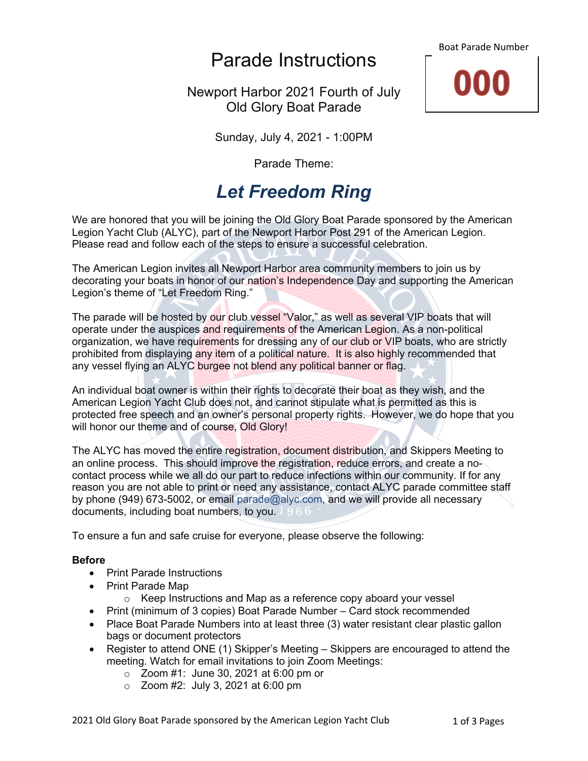Boat Parade Number

**000**

# Parade Instructions

Newport Harbor 2021 Fourth of July
Old Glory Boat Parade

Sunday, July 4, 2021 - 1:00PM

Parade Theme:

## *Let Freedom Ring*

We are honored that you will be joining the Old Glory Boat Parade sponsored by the American Legion Yacht Club (ALYC), part of the Newport Harbor Post 291 of the American Legion. Please read and follow each of the steps to ensure a successful celebration.

The American Legion invites all Newport Harbor area community members to join us by decorating your boats in honor of our nation's Independence Day and supporting the American Legion's theme of "Let Freedom Ring."

The parade will be hosted by our club vessel "Valor," as well as several VIP boats that will operate under the auspices and requirements of the American Legion. As a non-political organization, we have requirements for dressing any of our club or VIP boats, who are strictly prohibited from displaying any item of a political nature. It is also highly recommended that any vessel flying an ALYC burgee not blend any political banner or flag.

An individual boat owner is within their rights to decorate their boat as they wish, and the American Legion Yacht Club does not, and cannot stipulate what is permitted as this is protected free speech and an owner's personal property rights. However, we do hope that you will honor our theme and of course, Old Glory!

The ALYC has moved the entire registration, document distribution, and Skippers Meeting to an online process. This should improve the registration, reduce errors, and create a no-contact process while we all do our part to reduce infections within our community. If for any reason you are not able to print or need any assistance, contact ALYC parade committee staff by phone (949) 673-5002, or email parade@alyc.com, and we will provide all necessary documents, including boat numbers, to you.

To ensure a fun and safe cruise for everyone, please observe the following:

**Before**

- Print Parade Instructions
- Print Parade Map
  - Keep Instructions and Map as a reference copy aboard your vessel
- Print (minimum of 3 copies) Boat Parade Number – Card stock recommended
- Place Boat Parade Numbers into at least three (3) water resistant clear plastic gallon bags or document protectors
- Register to attend ONE (1) Skipper's Meeting – Skippers are encouraged to attend the meeting. Watch for email invitations to join Zoom Meetings:
  - Zoom #1: June 30, 2021 at 6:00 pm or
  - Zoom #2: July 3, 2021 at 6:00 pm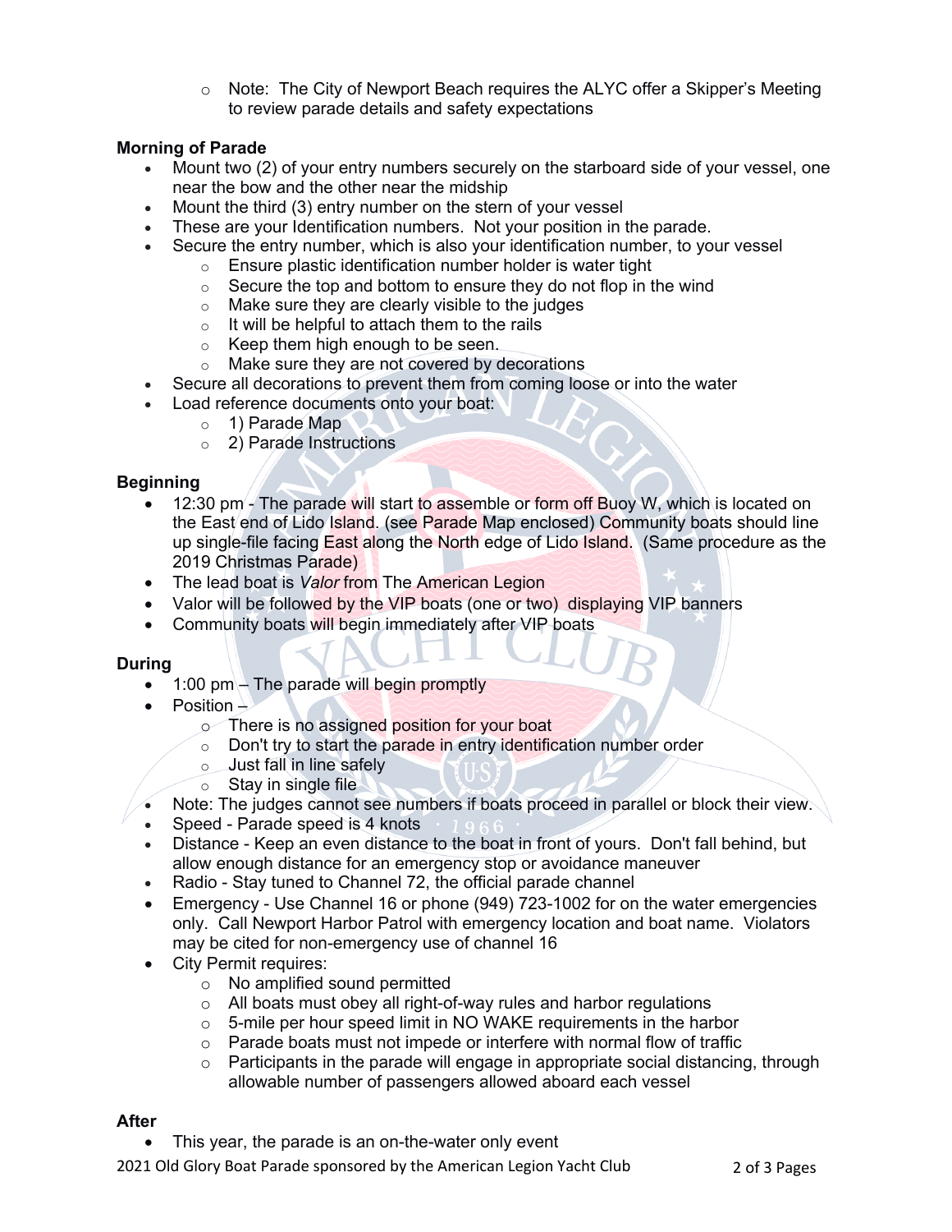- Note: The City of Newport Beach requires the ALYC offer a Skipper's Meeting to review parade details and safety expectations

**Morning of Parade**

- Mount two (2) of your entry numbers securely on the starboard side of your vessel, one near the bow and the other near the midship
- Mount the third (3) entry number on the stern of your vessel
- These are your Identification numbers. Not your position in the parade.
- Secure the entry number, which is also your identification number, to your vessel
  - Ensure plastic identification number holder is water tight
  - Secure the top and bottom to ensure they do not flop in the wind
  - Make sure they are clearly visible to the judges
  - It will be helpful to attach them to the rails
  - Keep them high enough to be seen.
  - Make sure they are not covered by decorations
- Secure all decorations to prevent them from coming loose or into the water
- Load reference documents onto your boat:
  - 1) Parade Map
  - 2) Parade Instructions

**Beginning**

- 12:30 pm - The parade will start to assemble or form off Buoy W, which is located on the East end of Lido Island. (see Parade Map enclosed) Community boats should line up single-file facing East along the North edge of Lido Island. (Same procedure as the 2019 Christmas Parade)
- The lead boat is *Valor* from The American Legion
- Valor will be followed by the VIP boats (one or two) displaying VIP banners
- Community boats will begin immediately after VIP boats

**During**

- 1:00 pm – The parade will begin promptly
- Position –
  - There is no assigned position for your boat
  - Don't try to start the parade in entry identification number order
  - Just fall in line safely
  - Stay in single file
- Note: The judges cannot see numbers if boats proceed in parallel or block their view.
- Speed - Parade speed is 4 knots
- Distance - Keep an even distance to the boat in front of yours. Don't fall behind, but allow enough distance for an emergency stop or avoidance maneuver
- Radio - Stay tuned to Channel 72, the official parade channel
- Emergency - Use Channel 16 or phone (949) 723-1002 for on the water emergencies only. Call Newport Harbor Patrol with emergency location and boat name. Violators may be cited for non-emergency use of channel 16
- City Permit requires:
  - No amplified sound permitted
  - All boats must obey all right-of-way rules and harbor regulations
  - 5-mile per hour speed limit in NO WAKE requirements in the harbor
  - Parade boats must not impede or interfere with normal flow of traffic
  - Participants in the parade will engage in appropriate social distancing, through allowable number of passengers allowed aboard each vessel

**After**

- This year, the parade is an on-the-water only event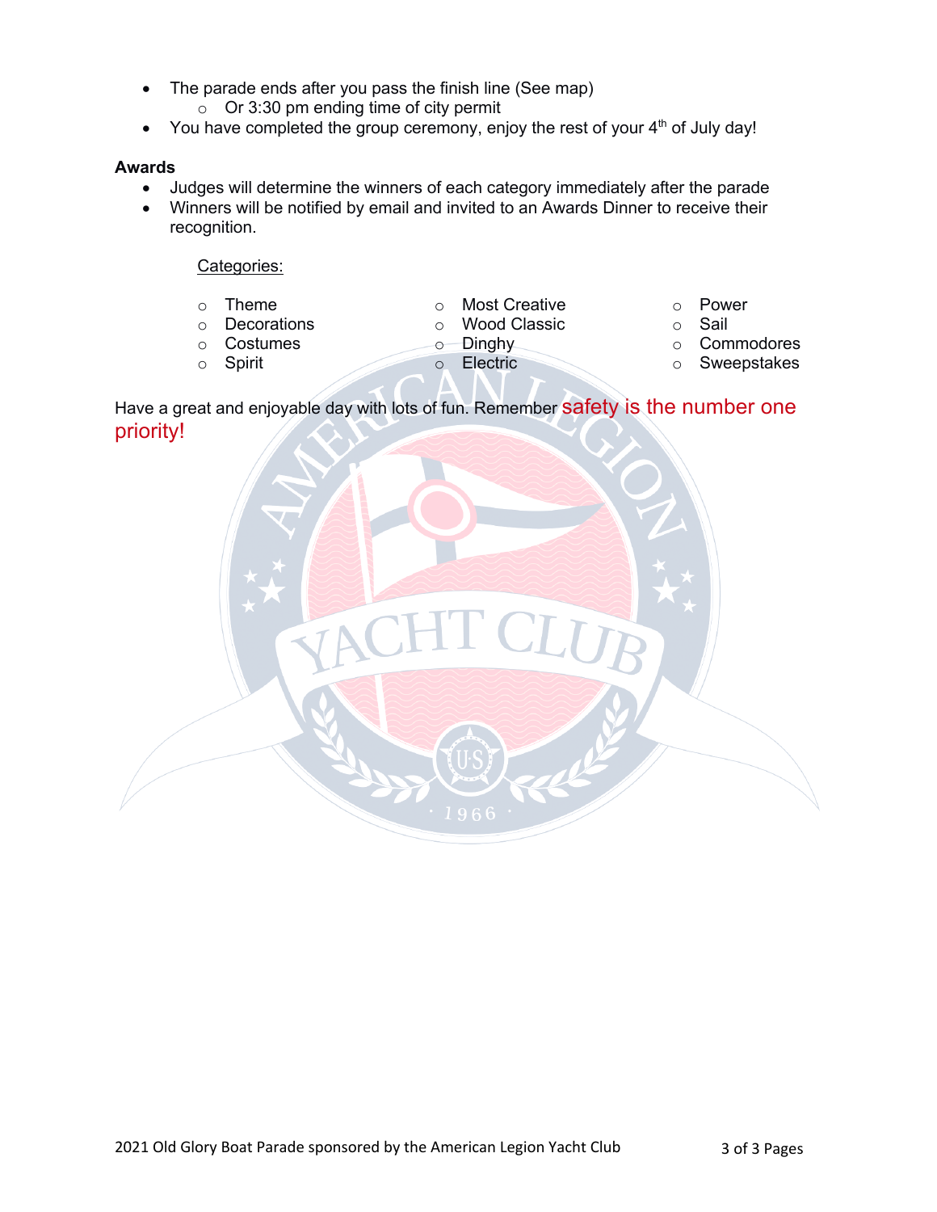- The parade ends after you pass the finish line (See map)
  - Or 3:30 pm ending time of city permit
- You have completed the group ceremony, enjoy the rest of your 4th of July day!

**Awards**

- Judges will determine the winners of each category immediately after the parade
- Winners will be notified by email and invited to an Awards Dinner to receive their recognition.

Categories:

- Theme
- Decorations
- Costumes
- Spirit
- Most Creative
- Wood Classic
- Dinghy
- Electric
- Power
- Sail
- Commodores
- Sweepstakes

Have a great and enjoyable day with lots of fun. Remember safety is the number one priority!